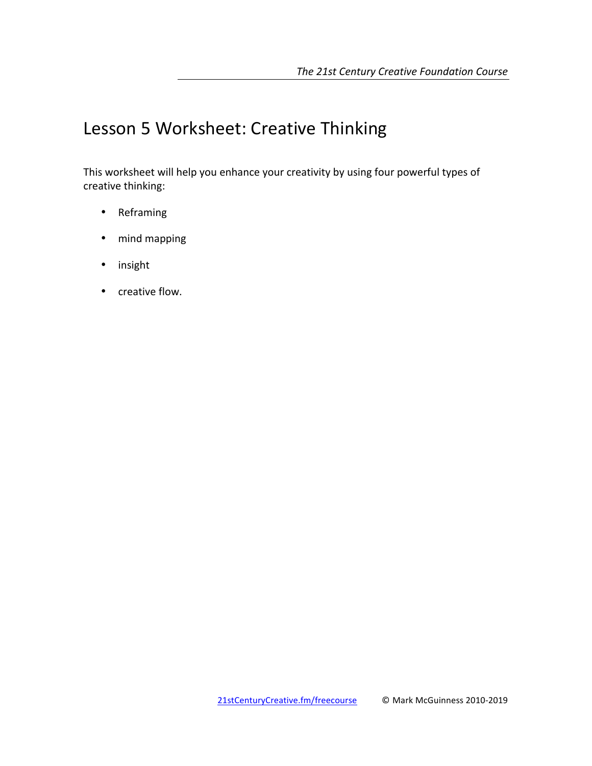# Lesson 5 Worksheet: Creative Thinking

This worksheet will help you enhance your creativity by using four powerful types of creative thinking:

- Reframing
- mind mapping
- insight
- creative flow.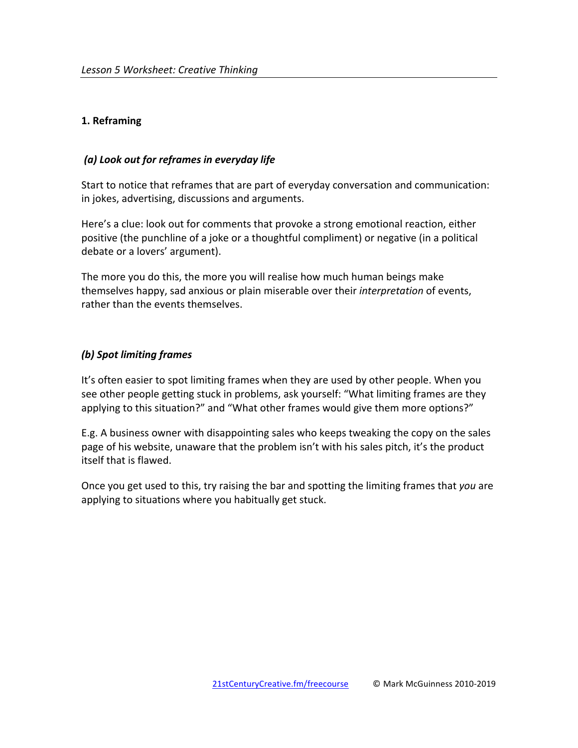## 1. Reframing

### *(a) Look out for reframes in everyday life*

Start to notice that reframes that are part of everyday conversation and communication: in jokes, advertising, discussions and arguments.

Here's a clue: look out for comments that provoke a strong emotional reaction, either positive (the punchline of a joke or a thoughtful compliment) or negative (in a political debate or a lovers' argument).

The more you do this, the more you will realise how much human beings make themselves happy, sad anxious or plain miserable over their *interpretation* of events, rather than the events themselves.

### *(b) Spot limiting frames*

It's often easier to spot limiting frames when they are used by other people. When you see other people getting stuck in problems, ask yourself: "What limiting frames are they applying to this situation?" and "What other frames would give them more options?"

E.g. A business owner with disappointing sales who keeps tweaking the copy on the sales page of his website, unaware that the problem isn't with his sales pitch, it's the product itself that is flawed.

Once you get used to this, try raising the bar and spotting the limiting frames that *you* are applying to situations where you habitually get stuck.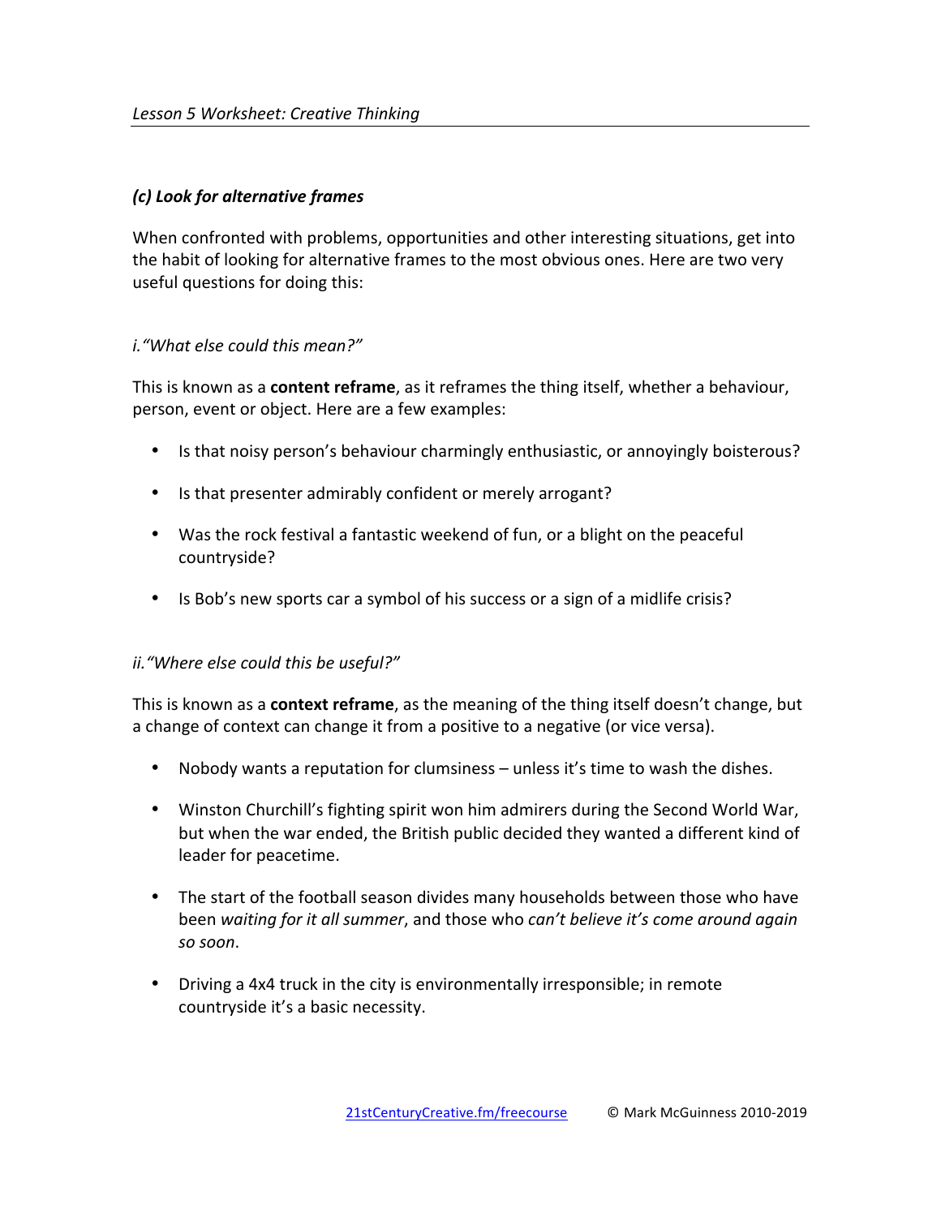### *(c) Look for alternative frames*

When confronted with problems, opportunities and other interesting situations, get into the habit of looking for alternative frames to the most obvious ones. Here are two very useful questions for doing this:

#### *i. "What else could this mean?"*

This is known as a **content reframe**, as it reframes the thing itself, whether a behaviour, person, event or object. Here are a few examples:

- Is that noisy person's behaviour charmingly enthusiastic, or annoyingly boisterous?
- Is that presenter admirably confident or merely arrogant?
- Was the rock festival a fantastic weekend of fun, or a blight on the peaceful countryside?
- Is Bob's new sports car a symbol of his success or a sign of a midlife crisis?

#### *ii. "Where else could this be useful?"*

This is known as a **context reframe**, as the meaning of the thing itself doesn't change, but a change of context can change it from a positive to a negative (or vice versa).

- Nobody wants a reputation for clumsiness – unless it's time to wash the dishes.
- Winston Churchill's fighting spirit won him admirers during the Second World War, but when the war ended, the British public decided they wanted a different kind of leader for peacetime.
- The start of the football season divides many households between those who have been *waiting for it all summer*, and those who *can't believe it's come around again so soon*.
- Driving a 4x4 truck in the city is environmentally irresponsible; in remote countryside it's a basic necessity.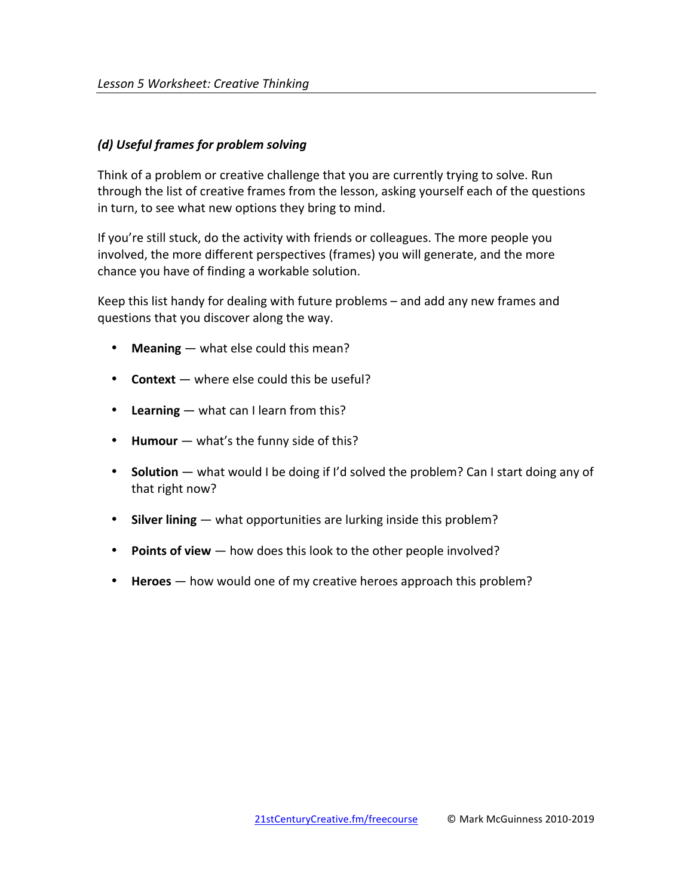### *(d) Useful frames for problem solving*

Think of a problem or creative challenge that you are currently trying to solve. Run through the list of creative frames from the lesson, asking yourself each of the questions in turn, to see what new options they bring to mind.

If you're still stuck, do the activity with friends or colleagues. The more people you involved, the more different perspectives (frames) you will generate, and the more chance you have of finding a workable solution.

Keep this list handy for dealing with future problems – and add any new frames and questions that you discover along the way.

- **Meaning** — what else could this mean?
- **Context** — where else could this be useful?
- **Learning** — what can I learn from this?
- **Humour** — what's the funny side of this?
- **Solution** — what would I be doing if I'd solved the problem? Can I start doing any of that right now?
- **Silver lining** — what opportunities are lurking inside this problem?
- **Points of view** — how does this look to the other people involved?
- **Heroes** — how would one of my creative heroes approach this problem?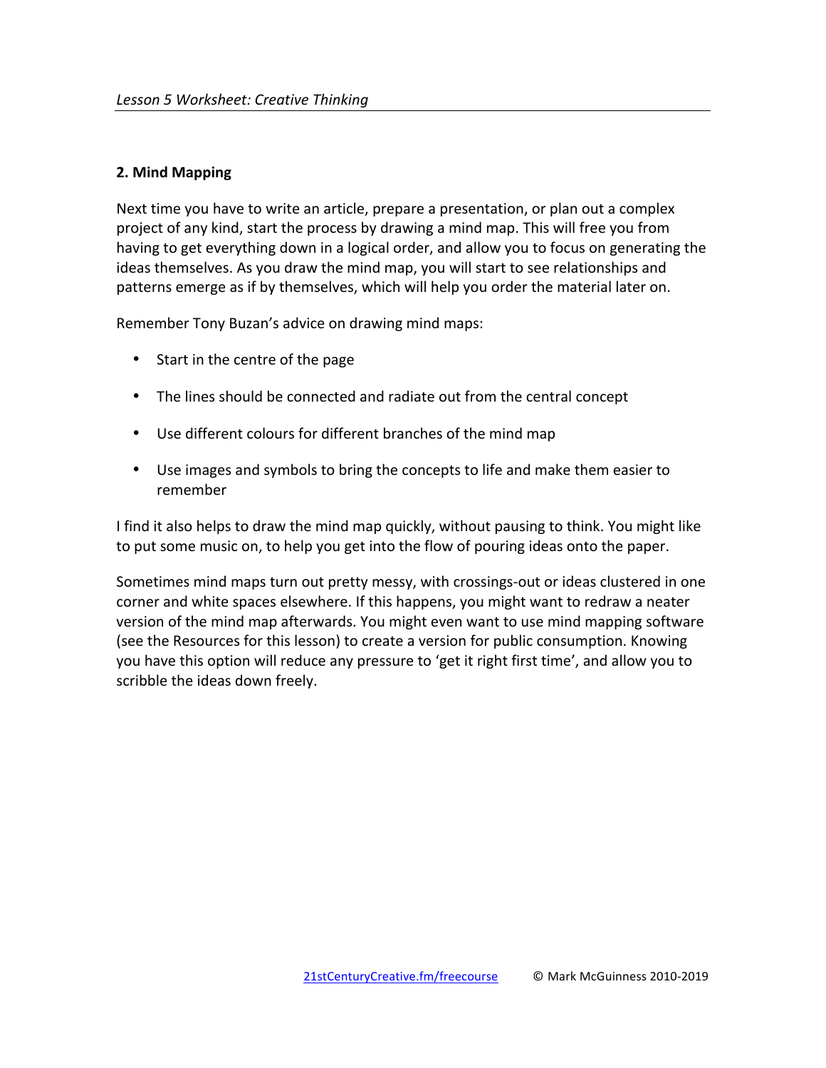## 2. Mind Mapping

Next time you have to write an article, prepare a presentation, or plan out a complex project of any kind, start the process by drawing a mind map. This will free you from having to get everything down in a logical order, and allow you to focus on generating the ideas themselves. As you draw the mind map, you will start to see relationships and patterns emerge as if by themselves, which will help you order the material later on.

Remember Tony Buzan's advice on drawing mind maps:

- Start in the centre of the page
- The lines should be connected and radiate out from the central concept
- Use different colours for different branches of the mind map
- Use images and symbols to bring the concepts to life and make them easier to remember

I find it also helps to draw the mind map quickly, without pausing to think. You might like to put some music on, to help you get into the flow of pouring ideas onto the paper.

Sometimes mind maps turn out pretty messy, with crossings-out or ideas clustered in one corner and white spaces elsewhere. If this happens, you might want to redraw a neater version of the mind map afterwards. You might even want to use mind mapping software (see the Resources for this lesson) to create a version for public consumption. Knowing you have this option will reduce any pressure to 'get it right first time', and allow you to scribble the ideas down freely.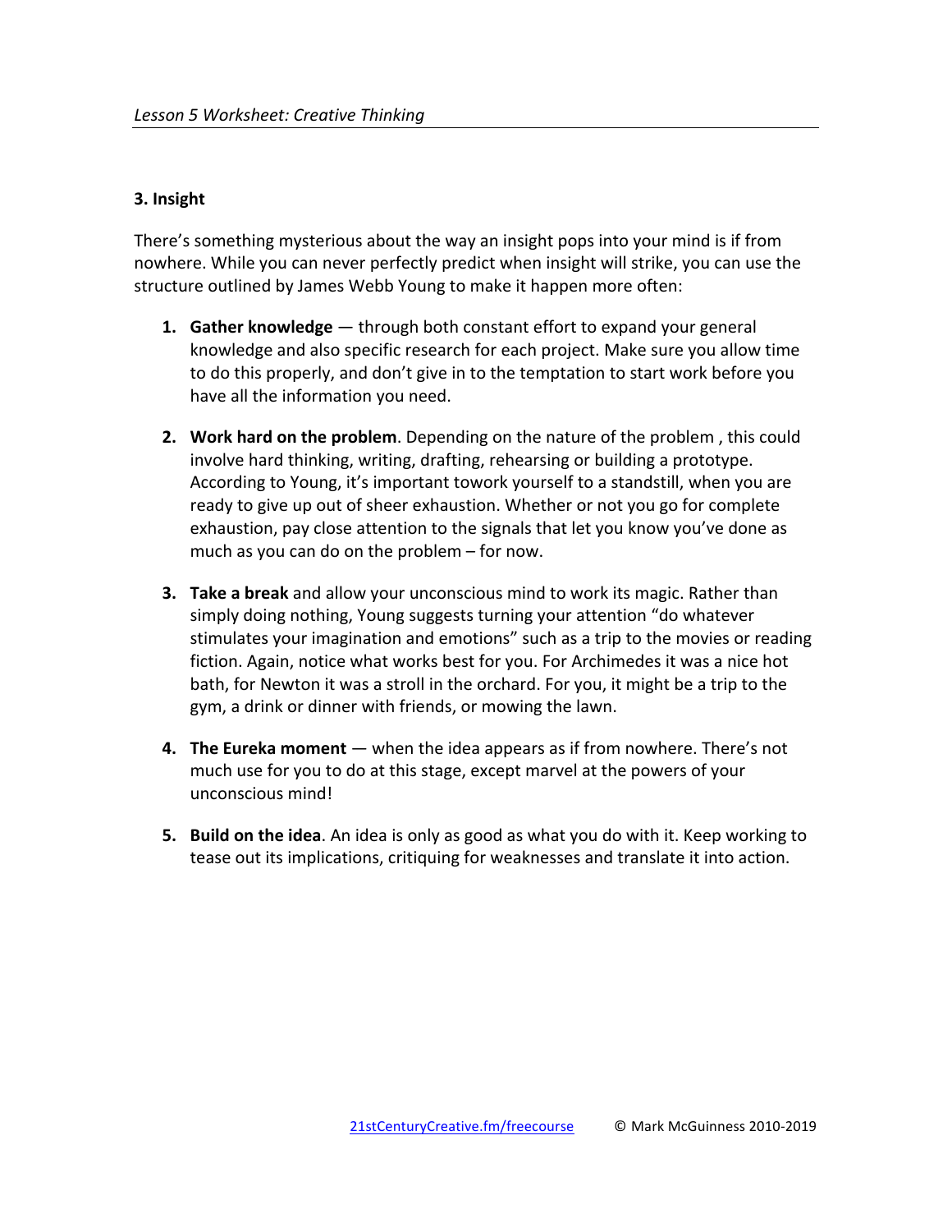### 3. Insight

There's something mysterious about the way an insight pops into your mind is if from nowhere. While you can never perfectly predict when insight will strike, you can use the structure outlined by James Webb Young to make it happen more often:

1. **Gather knowledge** — through both constant effort to expand your general knowledge and also specific research for each project. Make sure you allow time to do this properly, and don't give in to the temptation to start work before you have all the information you need.

2. **Work hard on the problem**. Depending on the nature of the problem , this could involve hard thinking, writing, drafting, rehearsing or building a prototype. According to Young, it's important towork yourself to a standstill, when you are ready to give up out of sheer exhaustion. Whether or not you go for complete exhaustion, pay close attention to the signals that let you know you've done as much as you can do on the problem – for now.

3. **Take a break** and allow your unconscious mind to work its magic. Rather than simply doing nothing, Young suggests turning your attention "do whatever stimulates your imagination and emotions" such as a trip to the movies or reading fiction. Again, notice what works best for you. For Archimedes it was a nice hot bath, for Newton it was a stroll in the orchard. For you, it might be a trip to the gym, a drink or dinner with friends, or mowing the lawn.

4. **The Eureka moment** — when the idea appears as if from nowhere. There's not much use for you to do at this stage, except marvel at the powers of your unconscious mind!

5. **Build on the idea**. An idea is only as good as what you do with it. Keep working to tease out its implications, critiquing for weaknesses and translate it into action.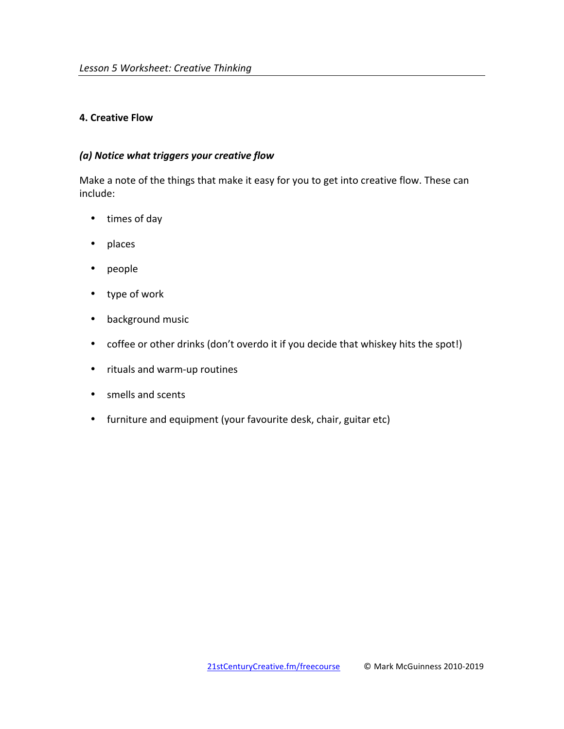## 4. Creative Flow

### *(a) Notice what triggers your creative flow*

Make a note of the things that make it easy for you to get into creative flow. These can include:

- times of day
- places
- people
- type of work
- background music
- coffee or other drinks (don't overdo it if you decide that whiskey hits the spot!)
- rituals and warm-up routines
- smells and scents
- furniture and equipment (your favourite desk, chair, guitar etc)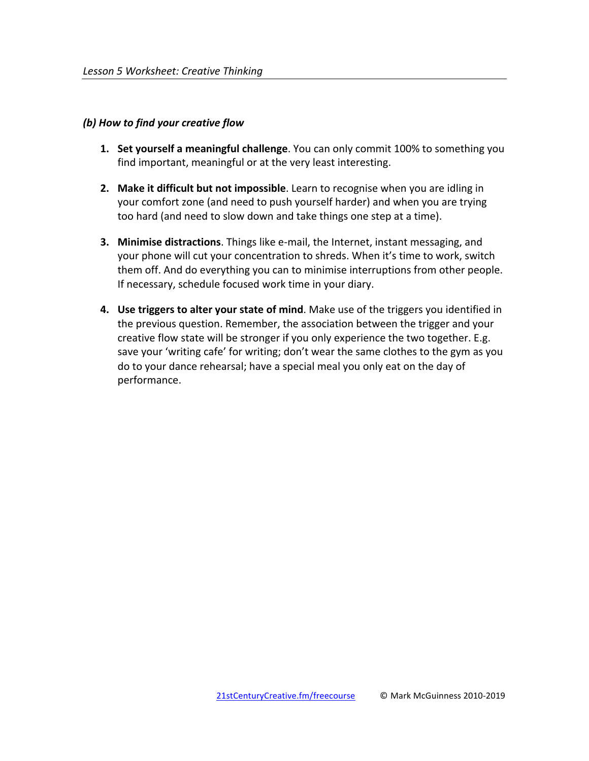### *(b) How to find your creative flow*

1. **Set yourself a meaningful challenge**. You can only commit 100% to something you find important, meaningful or at the very least interesting.

2. **Make it difficult but not impossible**. Learn to recognise when you are idling in your comfort zone (and need to push yourself harder) and when you are trying too hard (and need to slow down and take things one step at a time).

3. **Minimise distractions**. Things like e-mail, the Internet, instant messaging, and your phone will cut your concentration to shreds. When it's time to work, switch them off. And do everything you can to minimise interruptions from other people. If necessary, schedule focused work time in your diary.

4. **Use triggers to alter your state of mind**. Make use of the triggers you identified in the previous question. Remember, the association between the trigger and your creative flow state will be stronger if you only experience the two together. E.g. save your 'writing cafe' for writing; don't wear the same clothes to the gym as you do to your dance rehearsal; have a special meal you only eat on the day of performance.